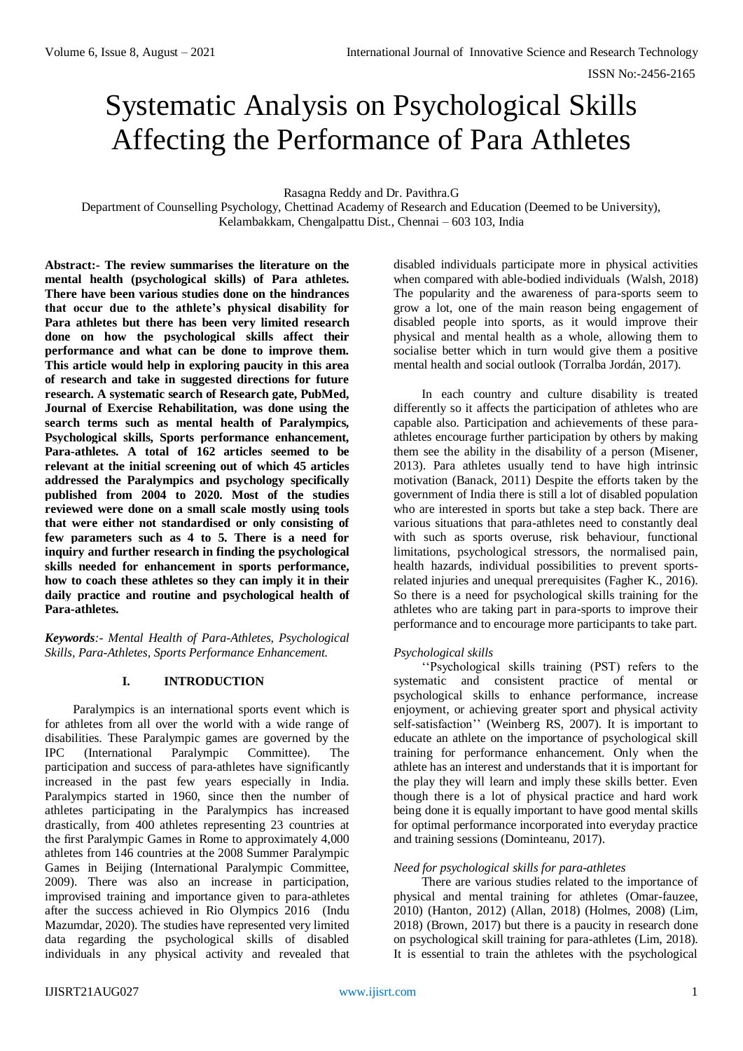# Systematic Analysis on Psychological Skills Affecting the Performance of Para Athletes

Rasagna Reddy and Dr. Pavithra.G

Department of Counselling Psychology, Chettinad Academy of Research and Education (Deemed to be University), Kelambakkam, Chengalpattu Dist., Chennai – 603 103, India

**Abstract:- The review summarises the literature on the mental health (psychological skills) of Para athletes. There have been various studies done on the hindrances that occur due to the athlete's physical disability for Para athletes but there has been very limited research done on how the psychological skills affect their performance and what can be done to improve them. This article would help in exploring paucity in this area of research and take in suggested directions for future research. A systematic search of Research gate, PubMed, Journal of Exercise Rehabilitation, was done using the search terms such as mental health of Paralympics, Psychological skills, Sports performance enhancement, Para-athletes. A total of 162 articles seemed to be relevant at the initial screening out of which 45 articles addressed the Paralympics and psychology specifically published from 2004 to 2020. Most of the studies reviewed were done on a small scale mostly using tools that were either not standardised or only consisting of few parameters such as 4 to 5. There is a need for inquiry and further research in finding the psychological skills needed for enhancement in sports performance, how to coach these athletes so they can imply it in their daily practice and routine and psychological health of Para-athletes.**

***Keywords**:- Mental Health of Para-Athletes, Psychological Skills, Para-Athletes, Sports Performance Enhancement.*

## I. INTRODUCTION

Paralympics is an international sports event which is for athletes from all over the world with a wide range of disabilities. These Paralympic games are governed by the IPC (International Paralympic Committee). The participation and success of para-athletes have significantly increased in the past few years especially in India. Paralympics started in 1960, since then the number of athletes participating in the Paralympics has increased drastically, from 400 athletes representing 23 countries at the first Paralympic Games in Rome to approximately 4,000 athletes from 146 countries at the 2008 Summer Paralympic Games in Beijing (International Paralympic Committee, 2009). There was also an increase in participation, improvised training and importance given to para-athletes after the success achieved in Rio Olympics 2016 (Indu Mazumdar, 2020). The studies have represented very limited data regarding the psychological skills of disabled individuals in any physical activity and revealed that disabled individuals participate more in physical activities when compared with able-bodied individuals (Walsh, 2018) The popularity and the awareness of para-sports seem to grow a lot, one of the main reason being engagement of disabled people into sports, as it would improve their physical and mental health as a whole, allowing them to socialise better which in turn would give them a positive mental health and social outlook (Torralba Jordán, 2017).

In each country and culture disability is treated differently so it affects the participation of athletes who are capable also. Participation and achievements of these para-athletes encourage further participation by others by making them see the ability in the disability of a person (Misener, 2013). Para athletes usually tend to have high intrinsic motivation (Banack, 2011) Despite the efforts taken by the government of India there is still a lot of disabled population who are interested in sports but take a step back. There are various situations that para-athletes need to constantly deal with such as sports overuse, risk behaviour, functional limitations, psychological stressors, the normalised pain, health hazards, individual possibilities to prevent sports-related injuries and unequal prerequisites (Fagher K., 2016). So there is a need for psychological skills training for the athletes who are taking part in para-sports to improve their performance and to encourage more participants to take part.

*Psychological skills*

''Psychological skills training (PST) refers to the systematic and consistent practice of mental or psychological skills to enhance performance, increase enjoyment, or achieving greater sport and physical activity self-satisfaction'' (Weinberg RS, 2007). It is important to educate an athlete on the importance of psychological skill training for performance enhancement. Only when the athlete has an interest and understands that it is important for the play they will learn and imply these skills better. Even though there is a lot of physical practice and hard work being done it is equally important to have good mental skills for optimal performance incorporated into everyday practice and training sessions (Dominteanu, 2017).

*Need for psychological skills for para-athletes*

There are various studies related to the importance of physical and mental training for athletes (Omar-fauzee, 2010) (Hanton, 2012) (Allan, 2018) (Holmes, 2008) (Lim, 2018) (Brown, 2017) but there is a paucity in research done on psychological skill training for para-athletes (Lim, 2018). It is essential to train the athletes with the psychological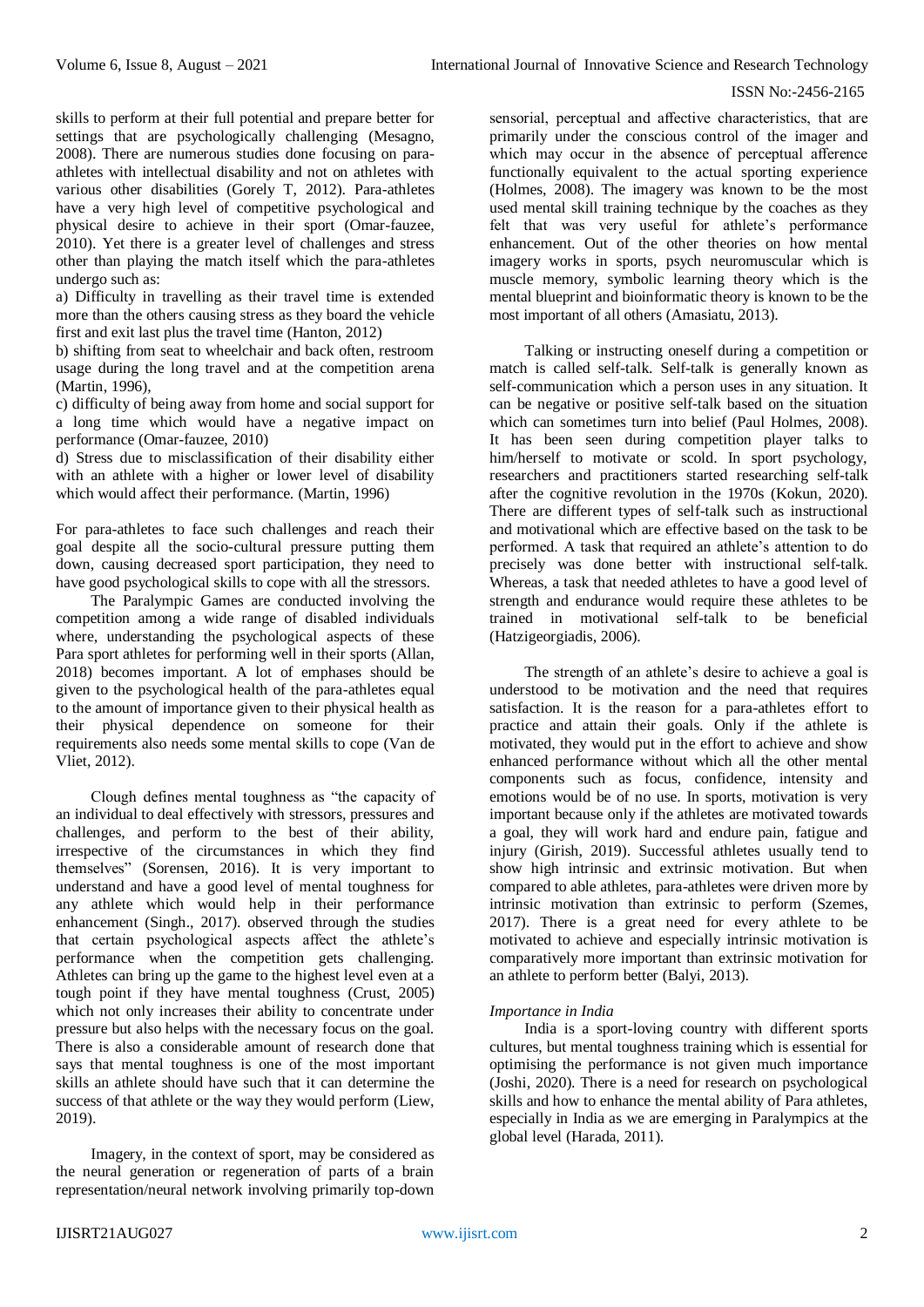skills to perform at their full potential and prepare better for settings that are psychologically challenging (Mesagno, 2008). There are numerous studies done focusing on para-athletes with intellectual disability and not on athletes with various other disabilities (Gorely T, 2012). Para-athletes have a very high level of competitive psychological and physical desire to achieve in their sport (Omar-fauzee, 2010). Yet there is a greater level of challenges and stress other than playing the match itself which the para-athletes undergo such as:

a) Difficulty in travelling as their travel time is extended more than the others causing stress as they board the vehicle first and exit last plus the travel time (Hanton, 2012)

b) shifting from seat to wheelchair and back often, restroom usage during the long travel and at the competition arena (Martin, 1996),

c) difficulty of being away from home and social support for a long time which would have a negative impact on performance (Omar-fauzee, 2010)

d) Stress due to misclassification of their disability either with an athlete with a higher or lower level of disability which would affect their performance. (Martin, 1996)

For para-athletes to face such challenges and reach their goal despite all the socio-cultural pressure putting them down, causing decreased sport participation, they need to have good psychological skills to cope with all the stressors.

The Paralympic Games are conducted involving the competition among a wide range of disabled individuals where, understanding the psychological aspects of these Para sport athletes for performing well in their sports (Allan, 2018) becomes important. A lot of emphases should be given to the psychological health of the para-athletes equal to the amount of importance given to their physical health as their physical dependence on someone for their requirements also needs some mental skills to cope (Van de Vliet, 2012).

Clough defines mental toughness as "the capacity of an individual to deal effectively with stressors, pressures and challenges, and perform to the best of their ability, irrespective of the circumstances in which they find themselves" (Sorensen, 2016). It is very important to understand and have a good level of mental toughness for any athlete which would help in their performance enhancement (Singh., 2017). observed through the studies that certain psychological aspects affect the athlete's performance when the competition gets challenging. Athletes can bring up the game to the highest level even at a tough point if they have mental toughness (Crust, 2005) which not only increases their ability to concentrate under pressure but also helps with the necessary focus on the goal. There is also a considerable amount of research done that says that mental toughness is one of the most important skills an athlete should have such that it can determine the success of that athlete or the way they would perform (Liew, 2019).

Imagery, in the context of sport, may be considered as the neural generation or regeneration of parts of a brain representation/neural network involving primarily top-down sensorial, perceptual and affective characteristics, that are primarily under the conscious control of the imager and which may occur in the absence of perceptual afference functionally equivalent to the actual sporting experience (Holmes, 2008). The imagery was known to be the most used mental skill training technique by the coaches as they felt that was very useful for athlete's performance enhancement. Out of the other theories on how mental imagery works in sports, psych neuromuscular which is muscle memory, symbolic learning theory which is the mental blueprint and bioinformatic theory is known to be the most important of all others (Amasiatu, 2013).

Talking or instructing oneself during a competition or match is called self-talk. Self-talk is generally known as self-communication which a person uses in any situation. It can be negative or positive self-talk based on the situation which can sometimes turn into belief (Paul Holmes, 2008). It has been seen during competition player talks to him/herself to motivate or scold. In sport psychology, researchers and practitioners started researching self-talk after the cognitive revolution in the 1970s (Kokun, 2020). There are different types of self-talk such as instructional and motivational which are effective based on the task to be performed. A task that required an athlete's attention to do precisely was done better with instructional self-talk. Whereas, a task that needed athletes to have a good level of strength and endurance would require these athletes to be trained in motivational self-talk to be beneficial (Hatzigeorgiadis, 2006).

The strength of an athlete's desire to achieve a goal is understood to be motivation and the need that requires satisfaction. It is the reason for a para-athletes effort to practice and attain their goals. Only if the athlete is motivated, they would put in the effort to achieve and show enhanced performance without which all the other mental components such as focus, confidence, intensity and emotions would be of no use. In sports, motivation is very important because only if the athletes are motivated towards a goal, they will work hard and endure pain, fatigue and injury (Girish, 2019). Successful athletes usually tend to show high intrinsic and extrinsic motivation. But when compared to able athletes, para-athletes were driven more by intrinsic motivation than extrinsic to perform (Szemes, 2017). There is a great need for every athlete to be motivated to achieve and especially intrinsic motivation is comparatively more important than extrinsic motivation for an athlete to perform better (Balyi, 2013).

*Importance in India*

India is a sport-loving country with different sports cultures, but mental toughness training which is essential for optimising the performance is not given much importance (Joshi, 2020). There is a need for research on psychological skills and how to enhance the mental ability of Para athletes, especially in India as we are emerging in Paralympics at the global level (Harada, 2011).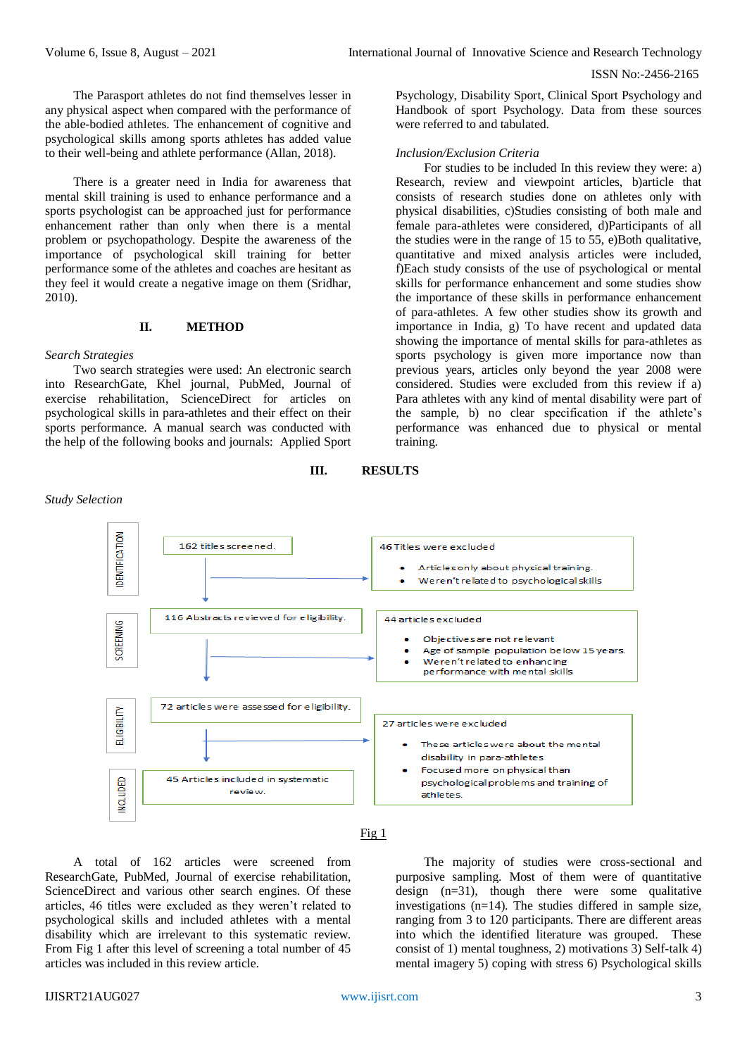The Parasport athletes do not find themselves lesser in any physical aspect when compared with the performance of the able-bodied athletes. The enhancement of cognitive and psychological skills among sports athletes has added value to their well-being and athlete performance (Allan, 2018).

There is a greater need in India for awareness that mental skill training is used to enhance performance and a sports psychologist can be approached just for performance enhancement rather than only when there is a mental problem or psychopathology. Despite the awareness of the importance of psychological skill training for better performance some of the athletes and coaches are hesitant as they feel it would create a negative image on them (Sridhar, 2010).

## II. METHOD

*Search Strategies*

Two search strategies were used: An electronic search into ResearchGate, Khel journal, PubMed, Journal of exercise rehabilitation, ScienceDirect for articles on psychological skills in para-athletes and their effect on their sports performance. A manual search was conducted with the help of the following books and journals: Applied Sport Psychology, Disability Sport, Clinical Sport Psychology and Handbook of sport Psychology. Data from these sources were referred to and tabulated.

*Inclusion/Exclusion Criteria*

For studies to be included In this review they were: a) Research, review and viewpoint articles, b)article that consists of research studies done on athletes only with physical disabilities, c)Studies consisting of both male and female para-athletes were considered, d)Participants of all the studies were in the range of 15 to 55, e)Both qualitative, quantitative and mixed analysis articles were included, f)Each study consists of the use of psychological or mental skills for performance enhancement and some studies show the importance of these skills in performance enhancement of para-athletes. A few other studies show its growth and importance in India, g) To have recent and updated data showing the importance of mental skills for para-athletes as sports psychology is given more importance now than previous years, articles only beyond the year 2008 were considered. Studies were excluded from this review if a) Para athletes with any kind of mental disability were part of the sample, b) no clear specification if the athlete's performance was enhanced due to physical or mental training.

## III. RESULTS

*Study Selection*

| Stage | Records | Exclusions |
|---|---|---|
| IDENTIFICATION | 162 titles screened. | 46 Titles were excluded: • Articles only about physical training. • Weren't related to psychological skills |
| SCREENING | 116 Abstracts reviewed for eligibility. | 44 articles excluded: • Objectives are not relevant • Age of sample population below 15 years. • Weren't related to enhancing performance with mental skills |
| ELIGIBILITY | 72 articles were assessed for eligibility. | 27 articles were excluded: • These articles were about the mental disability in para-athletes • Focused more on physical than psychological problems and training of athletes. |
| INCLUDED | 45 Articles included in systematic review. | |

Fig 1

A total of 162 articles were screened from ResearchGate, PubMed, Journal of exercise rehabilitation, ScienceDirect and various other search engines. Of these articles, 46 titles were excluded as they weren't related to psychological skills and included athletes with a mental disability which are irrelevant to this systematic review. From Fig 1 after this level of screening a total number of 45 articles was included in this review article.

The majority of studies were cross-sectional and purposive sampling. Most of them were of quantitative design (n=31), though there were some qualitative investigations (n=14). The studies differed in sample size, ranging from 3 to 120 participants. There are different areas into which the identified literature was grouped. These consist of 1) mental toughness, 2) motivations 3) Self-talk 4) mental imagery 5) coping with stress 6) Psychological skills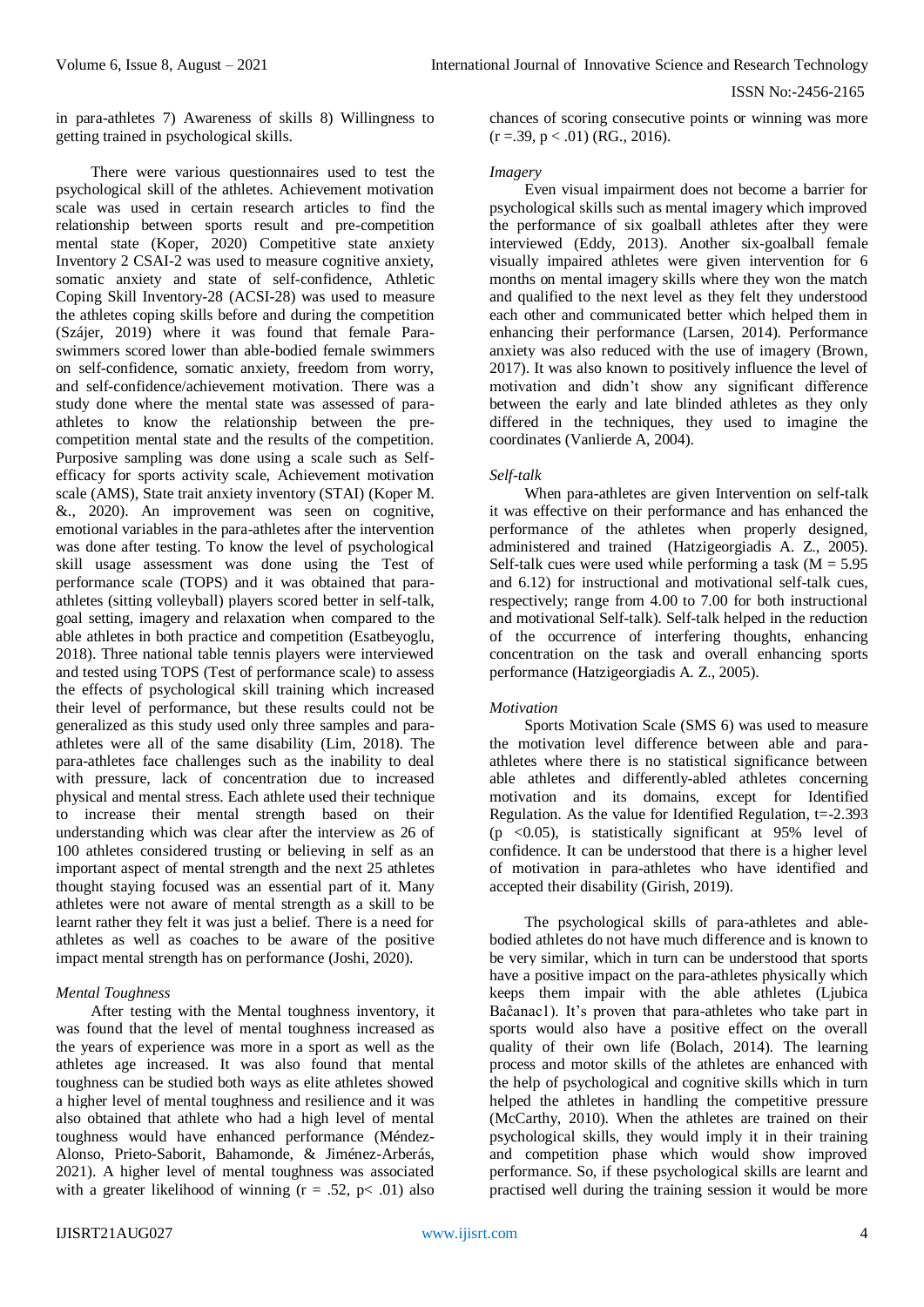in para-athletes 7) Awareness of skills 8) Willingness to getting trained in psychological skills.

There were various questionnaires used to test the psychological skill of the athletes. Achievement motivation scale was used in certain research articles to find the relationship between sports result and pre-competition mental state (Koper, 2020) Competitive state anxiety Inventory 2 CSAI-2 was used to measure cognitive anxiety, somatic anxiety and state of self-confidence, Athletic Coping Skill Inventory-28 (ACSI-28) was used to measure the athletes coping skills before and during the competition (Szájer, 2019) where it was found that female Para-swimmers scored lower than able-bodied female swimmers on self-confidence, somatic anxiety, freedom from worry, and self-confidence/achievement motivation. There was a study done where the mental state was assessed of para-athletes to know the relationship between the pre-competition mental state and the results of the competition. Purposive sampling was done using a scale such as Self-efficacy for sports activity scale, Achievement motivation scale (AMS), State trait anxiety inventory (STAI) (Koper M. &., 2020). An improvement was seen on cognitive, emotional variables in the para-athletes after the intervention was done after testing. To know the level of psychological skill usage assessment was done using the Test of performance scale (TOPS) and it was obtained that para-athletes (sitting volleyball) players scored better in self-talk, goal setting, imagery and relaxation when compared to the able athletes in both practice and competition (Esatbeyoglu, 2018). Three national table tennis players were interviewed and tested using TOPS (Test of performance scale) to assess the effects of psychological skill training which increased their level of performance, but these results could not be generalized as this study used only three samples and para-athletes were all of the same disability (Lim, 2018). The para-athletes face challenges such as the inability to deal with pressure, lack of concentration due to increased physical and mental stress. Each athlete used their technique to increase their mental strength based on their understanding which was clear after the interview as 26 of 100 athletes considered trusting or believing in self as an important aspect of mental strength and the next 25 athletes thought staying focused was an essential part of it. Many athletes were not aware of mental strength as a skill to be learnt rather they felt it was just a belief. There is a need for athletes as well as coaches to be aware of the positive impact mental strength has on performance (Joshi, 2020).

*Mental Toughness*

After testing with the Mental toughness inventory, it was found that the level of mental toughness increased as the years of experience was more in a sport as well as the athletes age increased. It was also found that mental toughness can be studied both ways as elite athletes showed a higher level of mental toughness and resilience and it was also obtained that athlete who had a high level of mental toughness would have enhanced performance (Méndez-Alonso, Prieto-Saborit, Bahamonde, & Jiménez-Arberás, 2021). A higher level of mental toughness was associated with a greater likelihood of winning ($r = .52$, $p < .01$) also chances of scoring consecutive points or winning was more ($r = .39$, $p < .01$) (RG., 2016).

*Imagery*

Even visual impairment does not become a barrier for psychological skills such as mental imagery which improved the performance of six goalball athletes after they were interviewed (Eddy, 2013). Another six-goalball female visually impaired athletes were given intervention for 6 months on mental imagery skills where they won the match and qualified to the next level as they felt they understood each other and communicated better which helped them in enhancing their performance (Larsen, 2014). Performance anxiety was also reduced with the use of imagery (Brown, 2017). It was also known to positively influence the level of motivation and didn't show any significant difference between the early and late blinded athletes as they only differed in the techniques, they used to imagine the coordinates (Vanlierde A, 2004).

*Self-talk*

When para-athletes are given Intervention on self-talk it was effective on their performance and has enhanced the performance of the athletes when properly designed, administered and trained (Hatzigeorgiadis A. Z., 2005). Self-talk cues were used while performing a task ($M = 5.95$ and 6.12) for instructional and motivational self-talk cues, respectively; range from 4.00 to 7.00 for both instructional and motivational Self-talk). Self-talk helped in the reduction of the occurrence of interfering thoughts, enhancing concentration on the task and overall enhancing sports performance (Hatzigeorgiadis A. Z., 2005).

*Motivation*

Sports Motivation Scale (SMS 6) was used to measure the motivation level difference between able and para-athletes where there is no statistical significance between able athletes and differently-abled athletes concerning motivation and its domains, except for Identified Regulation. As the value for Identified Regulation, $t=-2.393$ ($p < 0.05$), is statistically significant at 95% level of confidence. It can be understood that there is a higher level of motivation in para-athletes who have identified and accepted their disability (Girish, 2019).

The psychological skills of para-athletes and able-bodied athletes do not have much difference and is known to be very similar, which in turn can be understood that sports have a positive impact on the para-athletes physically which keeps them impair with the able athletes (Ljubica Baĉanac1). It's proven that para-athletes who take part in sports would also have a positive effect on the overall quality of their own life (Bolach, 2014). The learning process and motor skills of the athletes are enhanced with the help of psychological and cognitive skills which in turn helped the athletes in handling the competitive pressure (McCarthy, 2010). When the athletes are trained on their psychological skills, they would imply it in their training and competition phase which would show improved performance. So, if these psychological skills are learnt and practised well during the training session it would be more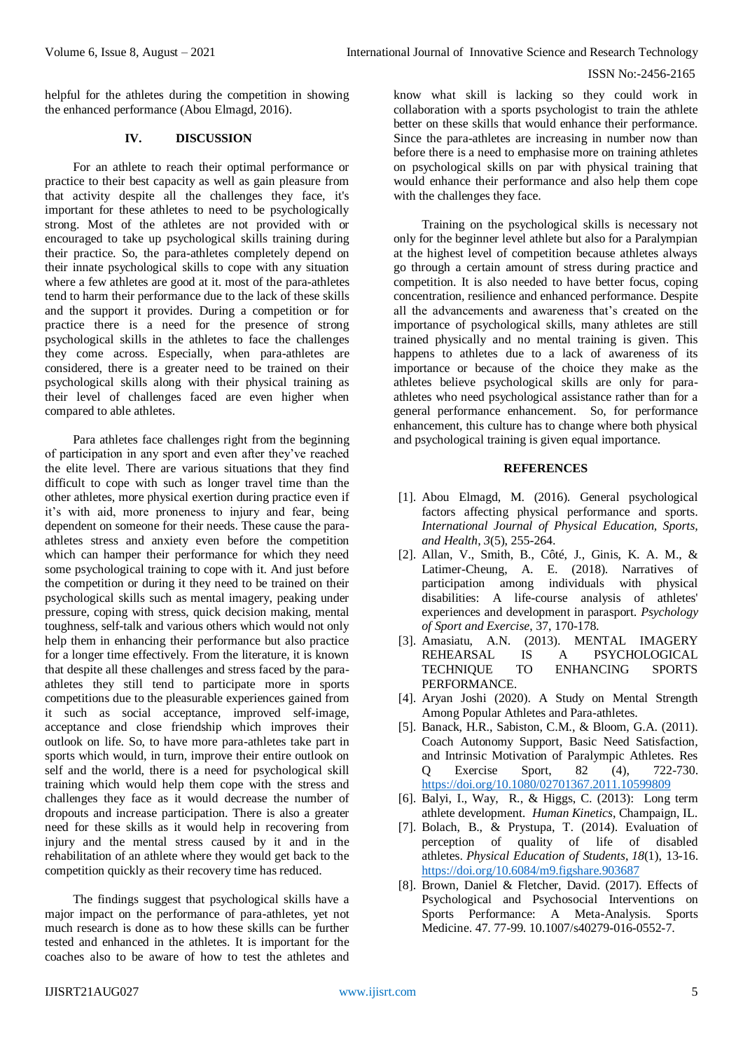helpful for the athletes during the competition in showing the enhanced performance (Abou Elmagd, 2016).

## IV. DISCUSSION

For an athlete to reach their optimal performance or practice to their best capacity as well as gain pleasure from that activity despite all the challenges they face, it's important for these athletes to need to be psychologically strong. Most of the athletes are not provided with or encouraged to take up psychological skills training during their practice. So, the para-athletes completely depend on their innate psychological skills to cope with any situation where a few athletes are good at it. most of the para-athletes tend to harm their performance due to the lack of these skills and the support it provides. During a competition or for practice there is a need for the presence of strong psychological skills in the athletes to face the challenges they come across. Especially, when para-athletes are considered, there is a greater need to be trained on their psychological skills along with their physical training as their level of challenges faced are even higher when compared to able athletes.

Para athletes face challenges right from the beginning of participation in any sport and even after they've reached the elite level. There are various situations that they find difficult to cope with such as longer travel time than the other athletes, more physical exertion during practice even if it's with aid, more proneness to injury and fear, being dependent on someone for their needs. These cause the para-athletes stress and anxiety even before the competition which can hamper their performance for which they need some psychological training to cope with it. And just before the competition or during it they need to be trained on their psychological skills such as mental imagery, peaking under pressure, coping with stress, quick decision making, mental toughness, self-talk and various others which would not only help them in enhancing their performance but also practice for a longer time effectively. From the literature, it is known that despite all these challenges and stress faced by the para-athletes they still tend to participate more in sports competitions due to the pleasurable experiences gained from it such as social acceptance, improved self-image, acceptance and close friendship which improves their outlook on life. So, to have more para-athletes take part in sports which would, in turn, improve their entire outlook on self and the world, there is a need for psychological skill training which would help them cope with the stress and challenges they face as it would decrease the number of dropouts and increase participation. There is also a greater need for these skills as it would help in recovering from injury and the mental stress caused by it and in the rehabilitation of an athlete where they would get back to the competition quickly as their recovery time has reduced.

The findings suggest that psychological skills have a major impact on the performance of para-athletes, yet not much research is done as to how these skills can be further tested and enhanced in the athletes. It is important for the coaches also to be aware of how to test the athletes and know what skill is lacking so they could work in collaboration with a sports psychologist to train the athlete better on these skills that would enhance their performance. Since the para-athletes are increasing in number now than before there is a need to emphasise more on training athletes on psychological skills on par with physical training that would enhance their performance and also help them cope with the challenges they face.

Training on the psychological skills is necessary not only for the beginner level athlete but also for a Paralympian at the highest level of competition because athletes always go through a certain amount of stress during practice and competition. It is also needed to have better focus, coping concentration, resilience and enhanced performance. Despite all the advancements and awareness that's created on the importance of psychological skills, many athletes are still trained physically and no mental training is given. This happens to athletes due to a lack of awareness of its importance or because of the choice they make as the athletes believe psychological skills are only for para-athletes who need psychological assistance rather than for a general performance enhancement. So, for performance enhancement, this culture has to change where both physical and psychological training is given equal importance.

## REFERENCES

[1]. Abou Elmagd, M. (2016). General psychological factors affecting physical performance and sports. *International Journal of Physical Education, Sports, and Health*, *3*(5), 255-264.

[2]. Allan, V., Smith, B., Côté, J., Ginis, K. A. M., & Latimer-Cheung, A. E. (2018). Narratives of participation among individuals with physical disabilities: A life-course analysis of athletes' experiences and development in parasport. *Psychology of Sport and Exercise*, 37, 170-178.

[3]. Amasiatu, A.N. (2013). MENTAL IMAGERY REHEARSAL IS A PSYCHOLOGICAL TECHNIQUE TO ENHANCING SPORTS PERFORMANCE.

[4]. Aryan Joshi (2020). A Study on Mental Strength Among Popular Athletes and Para-athletes.

[5]. Banack, H.R., Sabiston, C.M., & Bloom, G.A. (2011). Coach Autonomy Support, Basic Need Satisfaction, and Intrinsic Motivation of Paralympic Athletes. Res Q Exercise Sport, 82 (4), 722-730. https://doi.org/10.1080/02701367.2011.10599809

[6]. Balyi, I., Way, R., & Higgs, C. (2013): Long term athlete development. *Human Kinetics*, Champaign, IL.

[7]. Bolach, B., & Prystupa, T. (2014). Evaluation of perception of quality of life of disabled athletes. *Physical Education of Students*, *18*(1), 13-16. https://doi.org/10.6084/m9.figshare.903687

[8]. Brown, Daniel & Fletcher, David. (2017). Effects of Psychological and Psychosocial Interventions on Sports Performance: A Meta-Analysis. Sports Medicine. 47. 77-99. 10.1007/s40279-016-0552-7.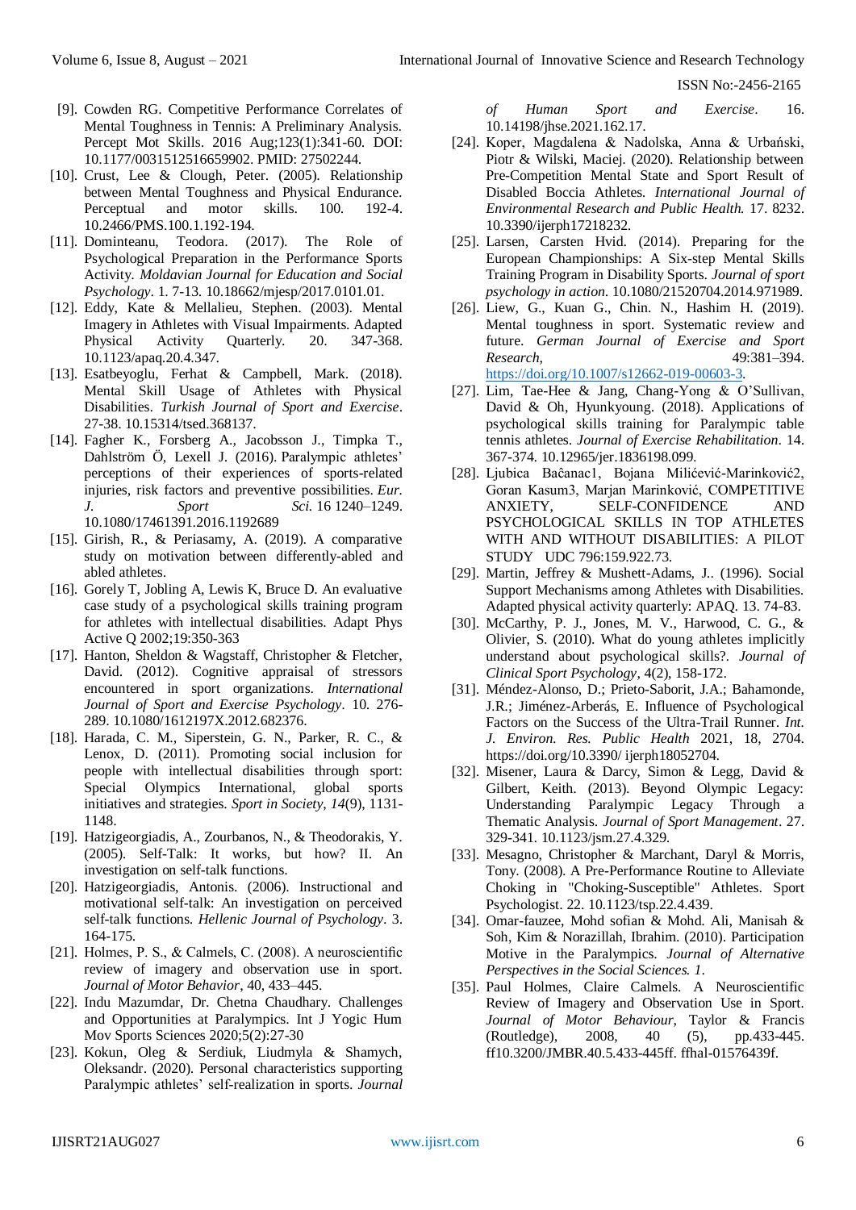[9]. Cowden RG. Competitive Performance Correlates of Mental Toughness in Tennis: A Preliminary Analysis. Percept Mot Skills. 2016 Aug;123(1):341-60. DOI: 10.1177/0031512516659902. PMID: 27502244.

[10]. Crust, Lee & Clough, Peter. (2005). Relationship between Mental Toughness and Physical Endurance. Perceptual and motor skills. 100. 192-4. 10.2466/PMS.100.1.192-194.

[11]. Dominteanu, Teodora. (2017). The Role of Psychological Preparation in the Performance Sports Activity. *Moldavian Journal for Education and Social Psychology*. 1. 7-13. 10.18662/mjesp/2017.0101.01.

[12]. Eddy, Kate & Mellalieu, Stephen. (2003). Mental Imagery in Athletes with Visual Impairments. Adapted Physical Activity Quarterly. 20. 347-368. 10.1123/apaq.20.4.347.

[13]. Esatbeyoglu, Ferhat & Campbell, Mark. (2018). Mental Skill Usage of Athletes with Physical Disabilities. *Turkish Journal of Sport and Exercise*. 27-38. 10.15314/tsed.368137.

[14]. Fagher K., Forsberg A., Jacobsson J., Timpka T., Dahlström Ö, Lexell J. (2016). Paralympic athletes' perceptions of their experiences of sports-related injuries, risk factors and preventive possibilities. *Eur. J. Sport Sci.* 16 1240–1249. 10.1080/17461391.2016.1192689

[15]. Girish, R., & Periasamy, A. (2019). A comparative study on motivation between differently-abled and abled athletes.

[16]. Gorely T, Jobling A, Lewis K, Bruce D. An evaluative case study of a psychological skills training program for athletes with intellectual disabilities. Adapt Phys Active Q 2002;19:350-363

[17]. Hanton, Sheldon & Wagstaff, Christopher & Fletcher, David. (2012). Cognitive appraisal of stressors encountered in sport organizations. *International Journal of Sport and Exercise Psychology*. 10. 276-289. 10.1080/1612197X.2012.682376.

[18]. Harada, C. M., Siperstein, G. N., Parker, R. C., & Lenox, D. (2011). Promoting social inclusion for people with intellectual disabilities through sport: Special Olympics International, global sports initiatives and strategies. *Sport in Society*, *14*(9), 1131-1148.

[19]. Hatzigeorgiadis, A., Zourbanos, N., & Theodorakis, Y. (2005). Self-Talk: It works, but how? II. An investigation on self-talk functions.

[20]. Hatzigeorgiadis, Antonis. (2006). Instructional and motivational self-talk: An investigation on perceived self-talk functions. *Hellenic Journal of Psychology*. 3. 164-175.

[21]. Holmes, P. S., & Calmels, C. (2008). A neuroscientific review of imagery and observation use in sport. *Journal of Motor Behavior*, 40, 433–445.

[22]. Indu Mazumdar, Dr. Chetna Chaudhary. Challenges and Opportunities at Paralympics. Int J Yogic Hum Mov Sports Sciences 2020;5(2):27-30

[23]. Kokun, Oleg & Serdiuk, Liudmyla & Shamych, Oleksandr. (2020). Personal characteristics supporting Paralympic athletes' self-realization in sports. *Journal of Human Sport and Exercise*. 16. 10.14198/jhse.2021.162.17.

[24]. Koper, Magdalena & Nadolska, Anna & Urbański, Piotr & Wilski, Maciej. (2020). Relationship between Pre-Competition Mental State and Sport Result of Disabled Boccia Athletes. *International Journal of Environmental Research and Public Health.* 17. 8232. 10.3390/ijerph17218232.

[25]. Larsen, Carsten Hvid. (2014). Preparing for the European Championships: A Six-step Mental Skills Training Program in Disability Sports. *Journal of sport psychology in action*. 10.1080/21520704.2014.971989.

[26]. Liew, G., Kuan G., Chin. N., Hashim H. (2019). Mental toughness in sport. Systematic review and future. *German Journal of Exercise and Sport Research*, 49:381–394. https://doi.org/10.1007/s12662-019-00603-3.

[27]. Lim, Tae-Hee & Jang, Chang-Yong & O'Sullivan, David & Oh, Hyunkyoung. (2018). Applications of psychological skills training for Paralympic table tennis athletes. *Journal of Exercise Rehabilitation*. 14. 367-374. 10.12965/jer.1836198.099.

[28]. Ljubica Baĉanac1, Bojana Milićević-Marinković2, Goran Kasum3, Marjan Marinković, COMPETITIVE ANXIETY, SELF-CONFIDENCE AND PSYCHOLOGICAL SKILLS IN TOP ATHLETES WITH AND WITHOUT DISABILITIES: A PILOT STUDY UDC 796:159.922.73.

[29]. Martin, Jeffrey & Mushett-Adams, J.. (1996). Social Support Mechanisms among Athletes with Disabilities. Adapted physical activity quarterly: APAQ. 13. 74-83.

[30]. McCarthy, P. J., Jones, M. V., Harwood, C. G., & Olivier, S. (2010). What do young athletes implicitly understand about psychological skills?. *Journal of Clinical Sport Psychology*, 4(2), 158-172.

[31]. Méndez-Alonso, D.; Prieto-Saborit, J.A.; Bahamonde, J.R.; Jiménez-Arberás, E. Influence of Psychological Factors on the Success of the Ultra-Trail Runner. *Int. J. Environ. Res. Public Health* 2021, 18, 2704. https://doi.org/10.3390/ ijerph18052704.

[32]. Misener, Laura & Darcy, Simon & Legg, David & Gilbert, Keith. (2013). Beyond Olympic Legacy: Understanding Paralympic Legacy Through a Thematic Analysis. *Journal of Sport Management*. 27. 329-341. 10.1123/jsm.27.4.329.

[33]. Mesagno, Christopher & Marchant, Daryl & Morris, Tony. (2008). A Pre-Performance Routine to Alleviate Choking in "Choking-Susceptible" Athletes. Sport Psychologist. 22. 10.1123/tsp.22.4.439.

[34]. Omar-fauzee, Mohd sofian & Mohd. Ali, Manisah & Soh, Kim & Norazillah, Ibrahim. (2010). Participation Motive in the Paralympics. *Journal of Alternative Perspectives in the Social Sciences. 1*.

[35]. Paul Holmes, Claire Calmels. A Neuroscientific Review of Imagery and Observation Use in Sport. *Journal of Motor Behaviour*, Taylor & Francis (Routledge), 2008, 40 (5), pp.433-445. ff10.3200/JMBR.40.5.433-445ff. ffhal-01576439f.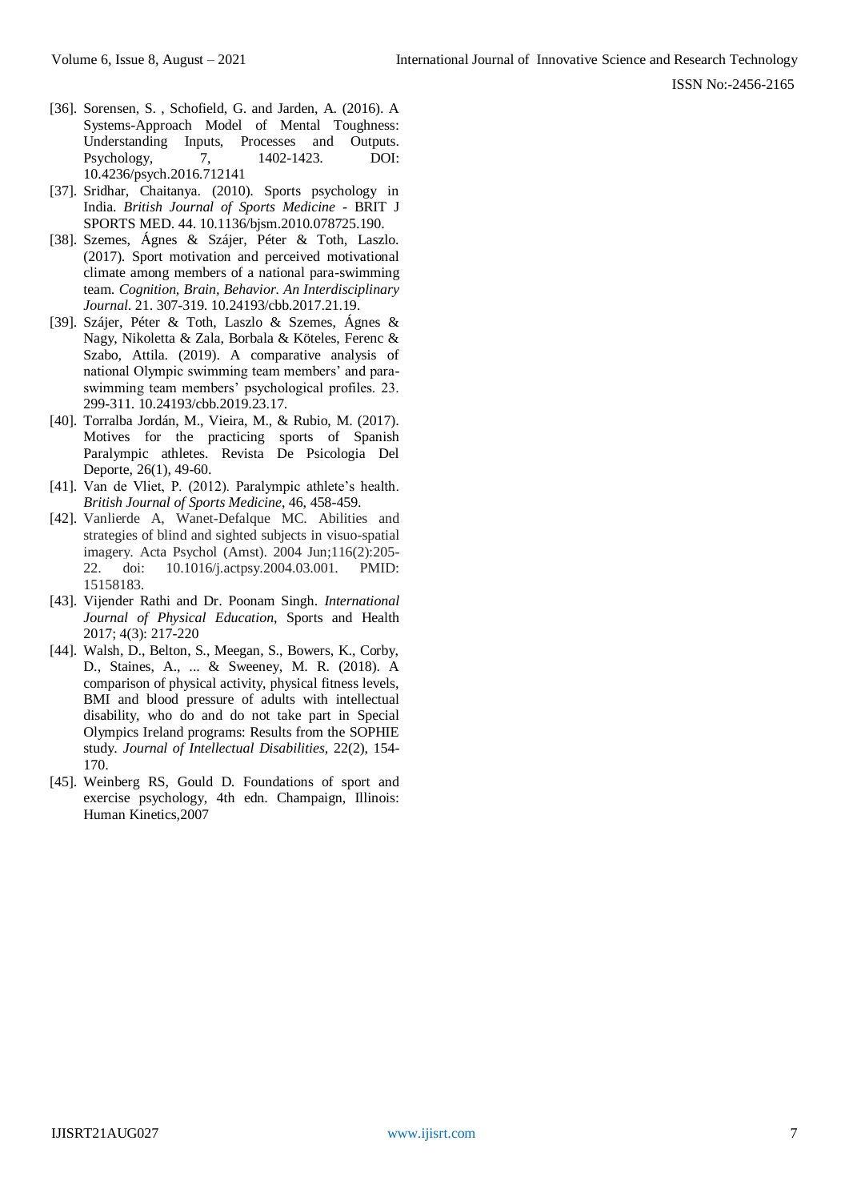[36]. Sorensen, S. , Schofield, G. and Jarden, A. (2016). A Systems-Approach Model of Mental Toughness: Understanding Inputs, Processes and Outputs. Psychology, 7, 1402-1423. DOI: 10.4236/psych.2016.712141

[37]. Sridhar, Chaitanya. (2010). Sports psychology in India. *British Journal of Sports Medicine* - BRIT J SPORTS MED. 44. 10.1136/bjsm.2010.078725.190.

[38]. Szemes, Ágnes & Szájer, Péter & Toth, Laszlo. (2017). Sport motivation and perceived motivational climate among members of a national para-swimming team. *Cognition, Brain, Behavior. An Interdisciplinary Journal*. 21. 307-319. 10.24193/cbb.2017.21.19.

[39]. Szájer, Péter & Toth, Laszlo & Szemes, Ágnes & Nagy, Nikoletta & Zala, Borbala & Köteles, Ferenc & Szabo, Attila. (2019). A comparative analysis of national Olympic swimming team members' and para-swimming team members' psychological profiles. 23. 299-311. 10.24193/cbb.2019.23.17.

[40]. Torralba Jordán, M., Vieira, M., & Rubio, M. (2017). Motives for the practicing sports of Spanish Paralympic athletes. Revista De Psicologia Del Deporte, 26(1), 49-60.

[41]. Van de Vliet, P. (2012). Paralympic athlete's health. *British Journal of Sports Medicine*, 46, 458-459.

[42]. Vanlierde A, Wanet-Defalque MC. Abilities and strategies of blind and sighted subjects in visuo-spatial imagery. Acta Psychol (Amst). 2004 Jun;116(2):205-22. doi: 10.1016/j.actpsy.2004.03.001. PMID: 15158183.

[43]. Vijender Rathi and Dr. Poonam Singh. *International Journal of Physical Education*, Sports and Health 2017; 4(3): 217-220

[44]. Walsh, D., Belton, S., Meegan, S., Bowers, K., Corby, D., Staines, A., ... & Sweeney, M. R. (2018). A comparison of physical activity, physical fitness levels, BMI and blood pressure of adults with intellectual disability, who do and do not take part in Special Olympics Ireland programs: Results from the SOPHIE study. *Journal of Intellectual Disabilities*, 22(2), 154-170.

[45]. Weinberg RS, Gould D. Foundations of sport and exercise psychology, 4th edn. Champaign, Illinois: Human Kinetics,2007